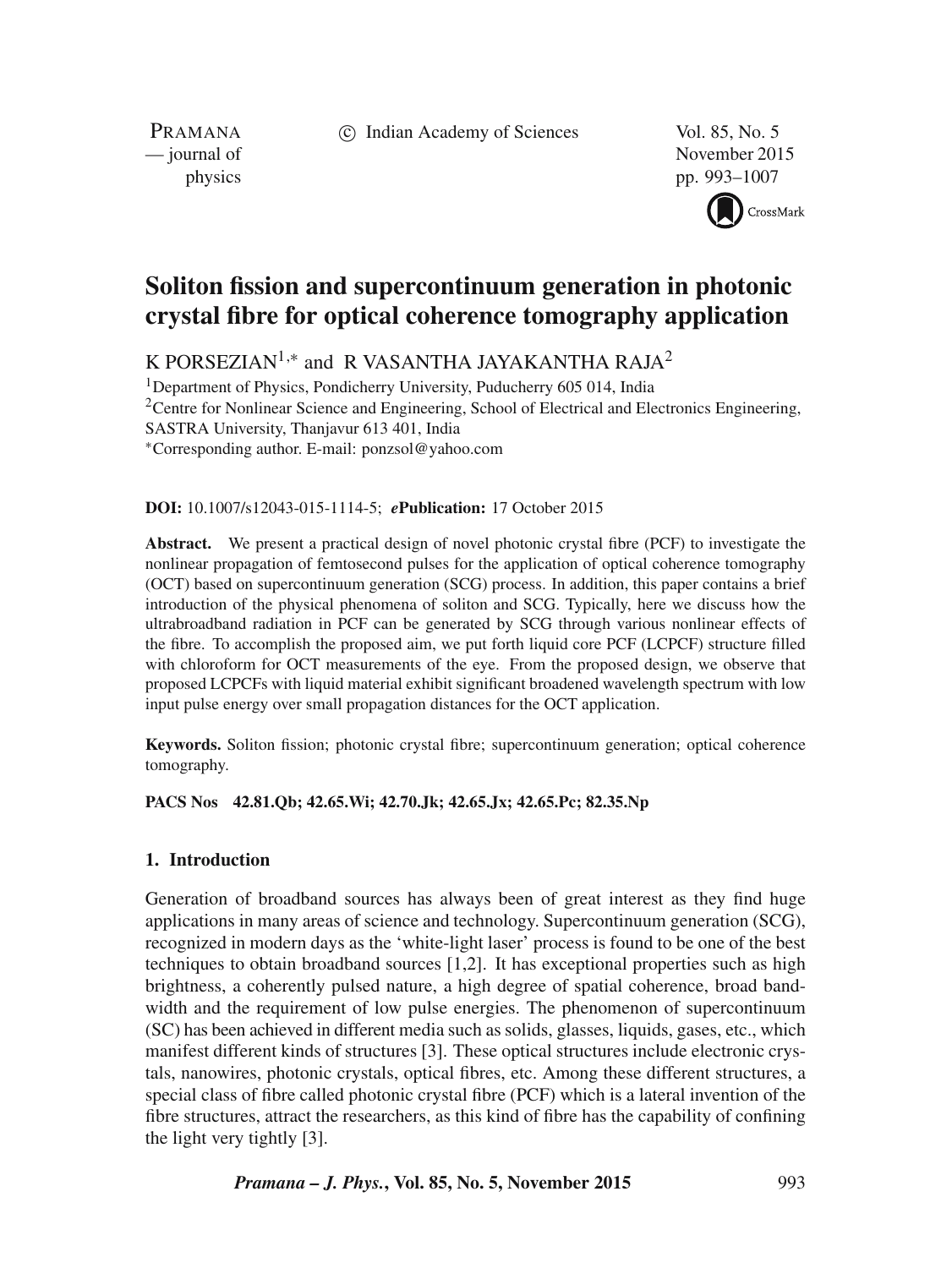# Soliton fission and supercontinuum generation in photonic crystal fibre for optical coherence tomography application

K PORSEZIAN[1,*] and R VASANTHA JAYAKANTHA RAJA[2]

[1]Department of Physics, Pondicherry University, Puducherry 605 014, India
[2]Centre for Nonlinear Science and Engineering, School of Electrical and Electronics Engineering, SASTRA University, Thanjavur 613 401, India
*Corresponding author. E-mail: ponzsol@yahoo.com

**DOI:** 10.1007/s12043-015-1114-5; ***e*Publication:** 17 October 2015

**Abstract.** We present a practical design of novel photonic crystal fibre (PCF) to investigate the nonlinear propagation of femtosecond pulses for the application of optical coherence tomography (OCT) based on supercontinuum generation (SCG) process. In addition, this paper contains a brief introduction of the physical phenomena of soliton and SCG. Typically, here we discuss how the ultrabroadband radiation in PCF can be generated by SCG through various nonlinear effects of the fibre. To accomplish the proposed aim, we put forth liquid core PCF (LCPCF) structure filled with chloroform for OCT measurements of the eye. From the proposed design, we observe that proposed LCPCFs with liquid material exhibit significant broadened wavelength spectrum with low input pulse energy over small propagation distances for the OCT application.

**Keywords.** Soliton fission; photonic crystal fibre; supercontinuum generation; optical coherence tomography.

**PACS Nos** 42.81.Qb; 42.65.Wi; 42.70.Jk; 42.65.Jx; 42.65.Pc; 82.35.Np

## 1. Introduction

Generation of broadband sources has always been of great interest as they find huge applications in many areas of science and technology. Supercontinuum generation (SCG), recognized in modern days as the 'white-light laser' process is found to be one of the best techniques to obtain broadband sources [1,2]. It has exceptional properties such as high brightness, a coherently pulsed nature, a high degree of spatial coherence, broad bandwidth and the requirement of low pulse energies. The phenomenon of supercontinuum (SC) has been achieved in different media such as solids, glasses, liquids, gases, etc., which manifest different kinds of structures [3]. These optical structures include electronic crystals, nanowires, photonic crystals, optical fibres, etc. Among these different structures, a special class of fibre called photonic crystal fibre (PCF) which is a lateral invention of the fibre structures, attract the researchers, as this kind of fibre has the capability of confining the light very tightly [3].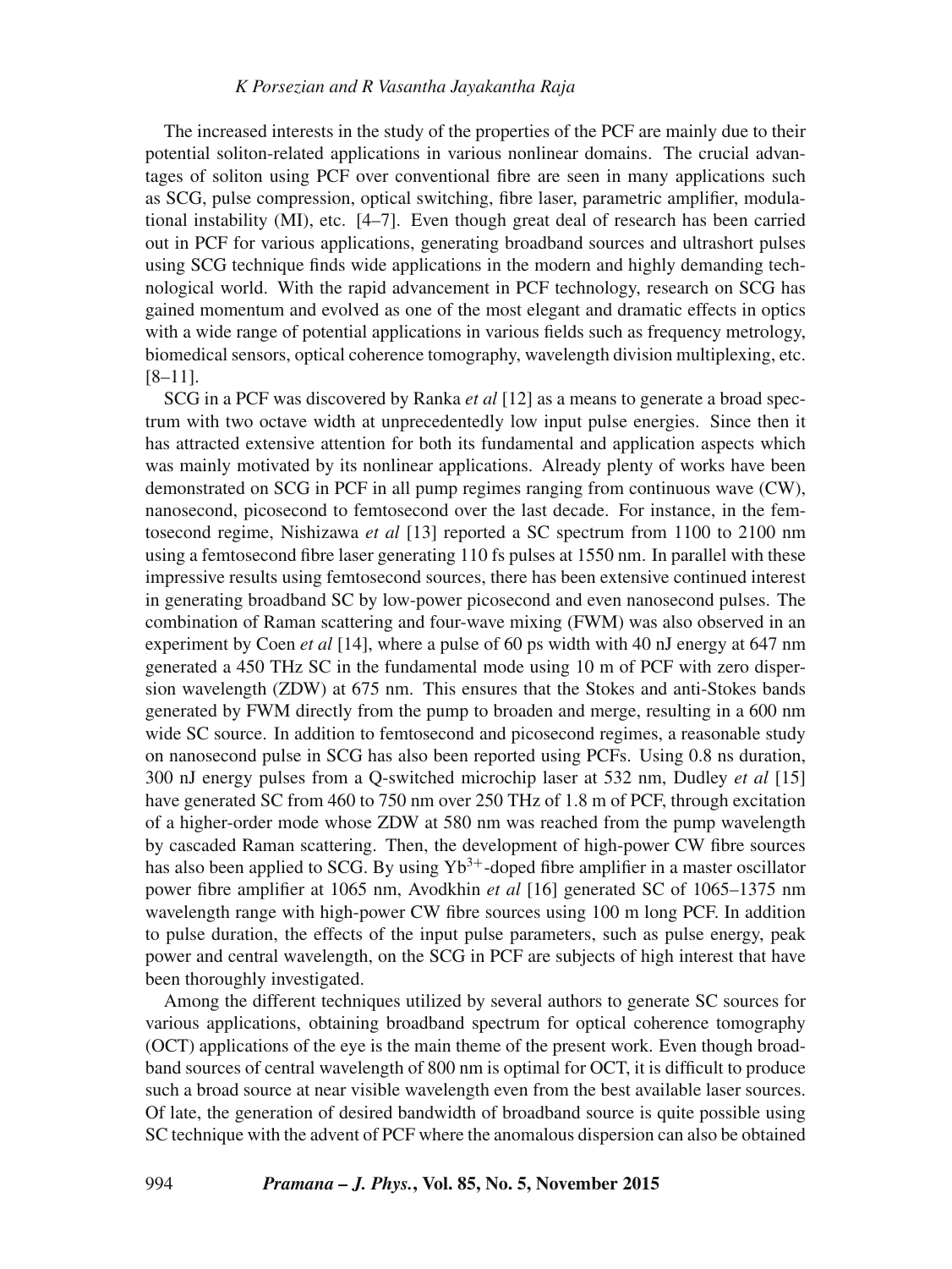The increased interests in the study of the properties of the PCF are mainly due to their potential soliton-related applications in various nonlinear domains. The crucial advantages of soliton using PCF over conventional fibre are seen in many applications such as SCG, pulse compression, optical switching, fibre laser, parametric amplifier, modulational instability (MI), etc. [4–7]. Even though great deal of research has been carried out in PCF for various applications, generating broadband sources and ultrashort pulses using SCG technique finds wide applications in the modern and highly demanding technological world. With the rapid advancement in PCF technology, research on SCG has gained momentum and evolved as one of the most elegant and dramatic effects in optics with a wide range of potential applications in various fields such as frequency metrology, biomedical sensors, optical coherence tomography, wavelength division multiplexing, etc. [8–11].

SCG in a PCF was discovered by Ranka *et al* [12] as a means to generate a broad spectrum with two octave width at unprecedentedly low input pulse energies. Since then it has attracted extensive attention for both its fundamental and application aspects which was mainly motivated by its nonlinear applications. Already plenty of works have been demonstrated on SCG in PCF in all pump regimes ranging from continuous wave (CW), nanosecond, picosecond to femtosecond over the last decade. For instance, in the femtosecond regime, Nishizawa *et al* [13] reported a SC spectrum from 1100 to 2100 nm using a femtosecond fibre laser generating 110 fs pulses at 1550 nm. In parallel with these impressive results using femtosecond sources, there has been extensive continued interest in generating broadband SC by low-power picosecond and even nanosecond pulses. The combination of Raman scattering and four-wave mixing (FWM) was also observed in an experiment by Coen *et al* [14], where a pulse of 60 ps width with 40 nJ energy at 647 nm generated a 450 THz SC in the fundamental mode using 10 m of PCF with zero dispersion wavelength (ZDW) at 675 nm. This ensures that the Stokes and anti-Stokes bands generated by FWM directly from the pump to broaden and merge, resulting in a 600 nm wide SC source. In addition to femtosecond and picosecond regimes, a reasonable study on nanosecond pulse in SCG has also been reported using PCFs. Using 0.8 ns duration, 300 nJ energy pulses from a Q-switched microchip laser at 532 nm, Dudley *et al* [15] have generated SC from 460 to 750 nm over 250 THz of 1.8 m of PCF, through excitation of a higher-order mode whose ZDW at 580 nm was reached from the pump wavelength by cascaded Raman scattering. Then, the development of high-power CW fibre sources has also been applied to SCG. By using $Yb^{3+}$-doped fibre amplifier in a master oscillator power fibre amplifier at 1065 nm, Avodkhin *et al* [16] generated SC of 1065–1375 nm wavelength range with high-power CW fibre sources using 100 m long PCF. In addition to pulse duration, the effects of the input pulse parameters, such as pulse energy, peak power and central wavelength, on the SCG in PCF are subjects of high interest that have been thoroughly investigated.

Among the different techniques utilized by several authors to generate SC sources for various applications, obtaining broadband spectrum for optical coherence tomography (OCT) applications of the eye is the main theme of the present work. Even though broadband sources of central wavelength of 800 nm is optimal for OCT, it is difficult to produce such a broad source at near visible wavelength even from the best available laser sources. Of late, the generation of desired bandwidth of broadband source is quite possible using SC technique with the advent of PCF where the anomalous dispersion can also be obtained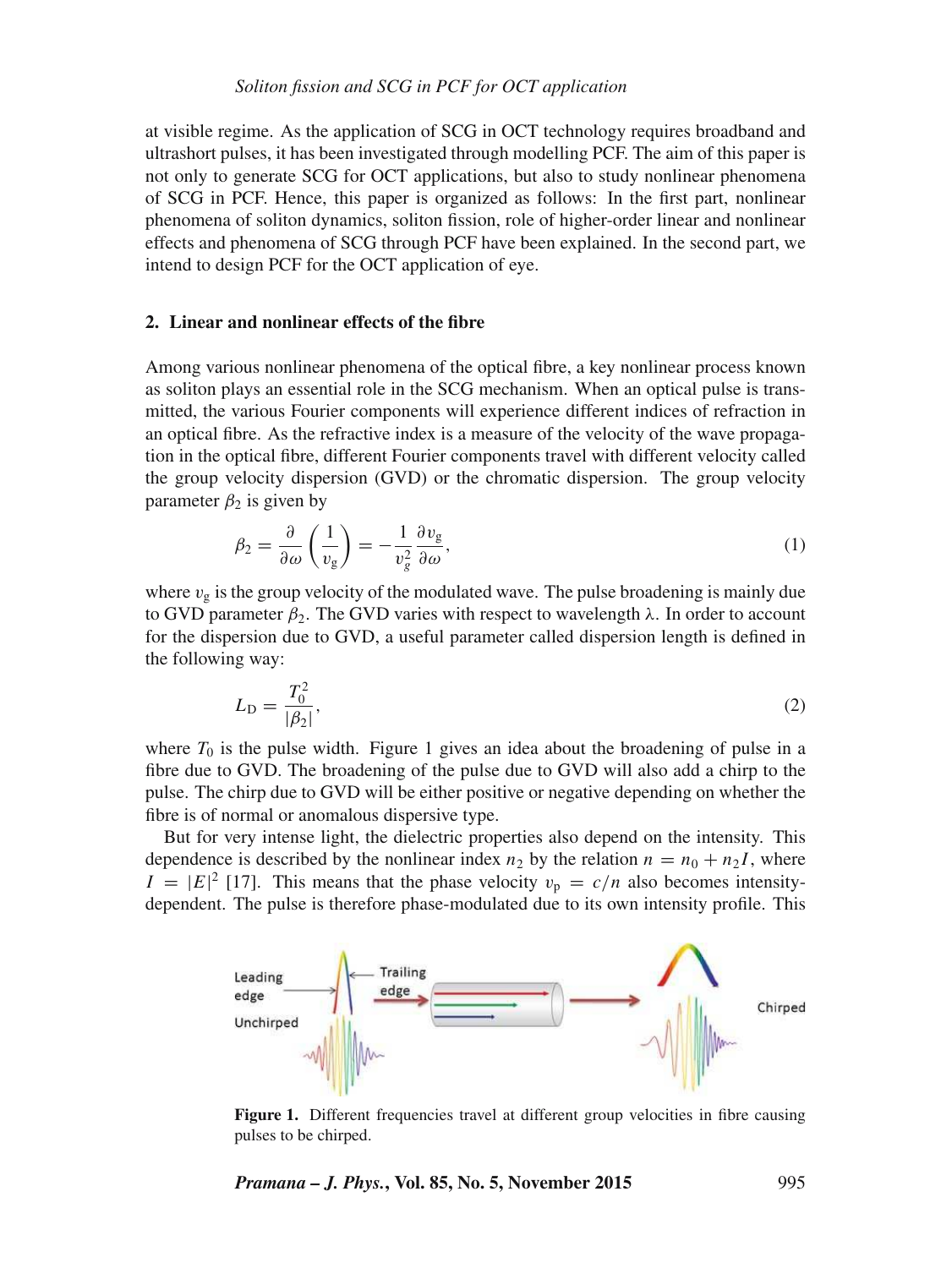at visible regime. As the application of SCG in OCT technology requires broadband and ultrashort pulses, it has been investigated through modelling PCF. The aim of this paper is not only to generate SCG for OCT applications, but also to study nonlinear phenomena of SCG in PCF. Hence, this paper is organized as follows: In the first part, nonlinear phenomena of soliton dynamics, soliton fission, role of higher-order linear and nonlinear effects and phenomena of SCG through PCF have been explained. In the second part, we intend to design PCF for the OCT application of eye.

## 2. Linear and nonlinear effects of the fibre

Among various nonlinear phenomena of the optical fibre, a key nonlinear process known as soliton plays an essential role in the SCG mechanism. When an optical pulse is transmitted, the various Fourier components will experience different indices of refraction in an optical fibre. As the refractive index is a measure of the velocity of the wave propagation in the optical fibre, different Fourier components travel with different velocity called the group velocity dispersion (GVD) or the chromatic dispersion. The group velocity parameter $\beta_2$ is given by

$$\beta_2 = \frac{\partial}{\partial \omega}\left(\frac{1}{v_g}\right) = -\frac{1}{v_g^2}\frac{\partial v_g}{\partial \omega}, \tag{1}$$

where $v_g$ is the group velocity of the modulated wave. The pulse broadening is mainly due to GVD parameter $\beta_2$. The GVD varies with respect to wavelength $\lambda$. In order to account for the dispersion due to GVD, a useful parameter called dispersion length is defined in the following way:

$$L_D = \frac{T_0^2}{|\beta_2|}, \tag{2}$$

where $T_0$ is the pulse width. Figure 1 gives an idea about the broadening of pulse in a fibre due to GVD. The broadening of the pulse due to GVD will also add a chirp to the pulse. The chirp due to GVD will be either positive or negative depending on whether the fibre is of normal or anomalous dispersive type.

But for very intense light, the dielectric properties also depend on the intensity. This dependence is described by the nonlinear index $n_2$ by the relation $n = n_0 + n_2 I$, where $I = |E|^2$ [17]. This means that the phase velocity $v_p = c/n$ also becomes intensity-dependent. The pulse is therefore phase-modulated due to its own intensity profile. This

**Figure 1.** Different frequencies travel at different group velocities in fibre causing pulses to be chirped.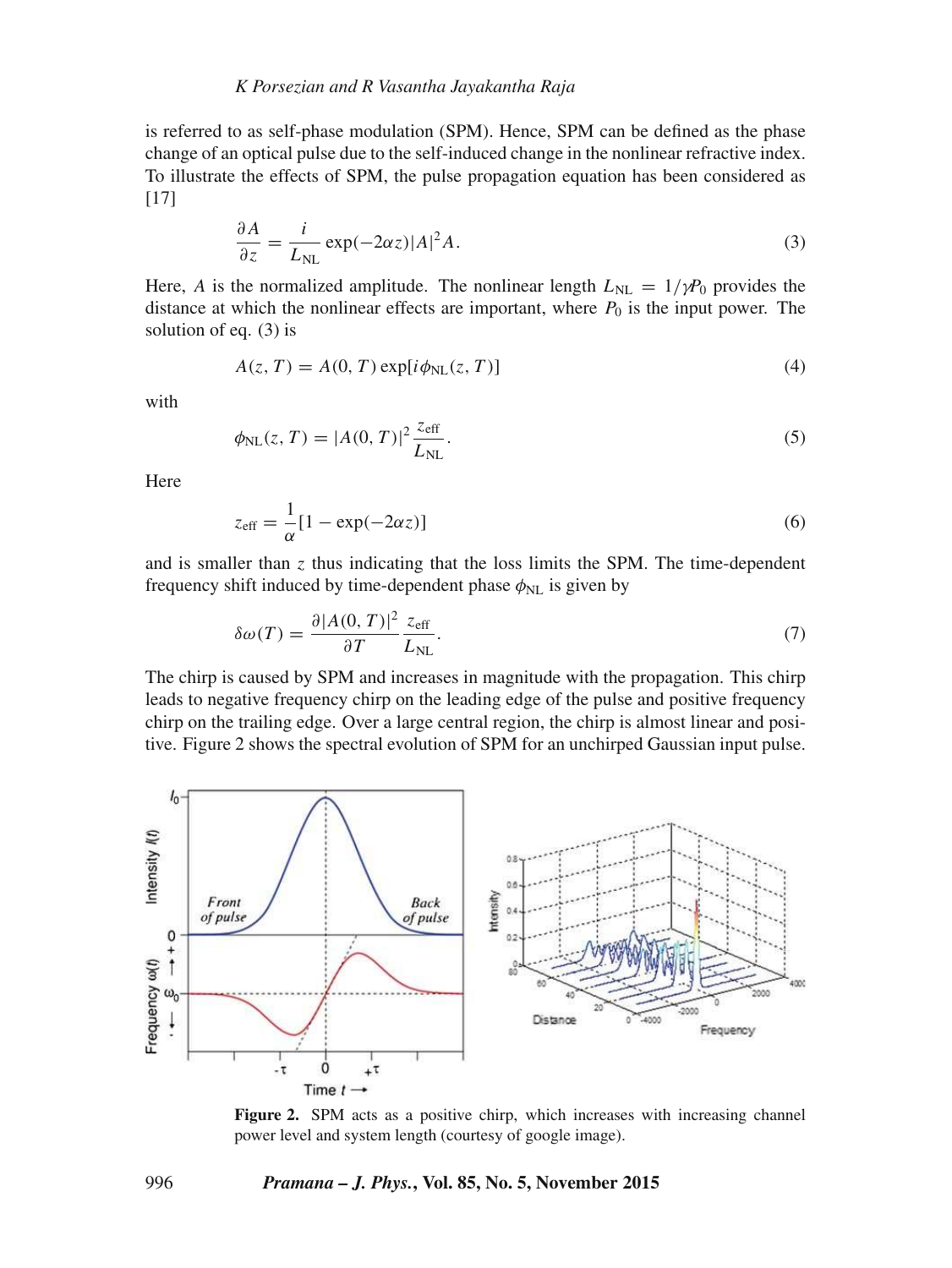is referred to as self-phase modulation (SPM). Hence, SPM can be defined as the phase change of an optical pulse due to the self-induced change in the nonlinear refractive index. To illustrate the effects of SPM, the pulse propagation equation has been considered as [17]

$$\frac{\partial A}{\partial z} = \frac{i}{L_{\rm NL}} \exp(-2\alpha z)|A|^2 A. \tag{3}$$

Here, $A$ is the normalized amplitude. The nonlinear length $L_{\rm NL} = 1/\gamma P_0$ provides the distance at which the nonlinear effects are important, where $P_0$ is the input power. The solution of eq. (3) is

$$A(z, T) = A(0, T) \exp[i\phi_{\rm NL}(z, T)] \tag{4}$$

with

$$\phi_{\rm NL}(z, T) = |A(0, T)|^2 \frac{z_{\rm eff}}{L_{\rm NL}}. \tag{5}$$

Here

$$z_{\rm eff} = \frac{1}{\alpha}[1 - \exp(-2\alpha z)] \tag{6}$$

and is smaller than $z$ thus indicating that the loss limits the SPM. The time-dependent frequency shift induced by time-dependent phase $\phi_{\rm NL}$ is given by

$$\delta\omega(T) = \frac{\partial |A(0, T)|^2}{\partial T} \frac{z_{\rm eff}}{L_{\rm NL}}. \tag{7}$$

The chirp is caused by SPM and increases in magnitude with the propagation. This chirp leads to negative frequency chirp on the leading edge of the pulse and positive frequency chirp on the trailing edge. Over a large central region, the chirp is almost linear and positive. Figure 2 shows the spectral evolution of SPM for an unchirped Gaussian input pulse.

**Figure 2.** SPM acts as a positive chirp, which increases with increasing channel power level and system length (courtesy of google image).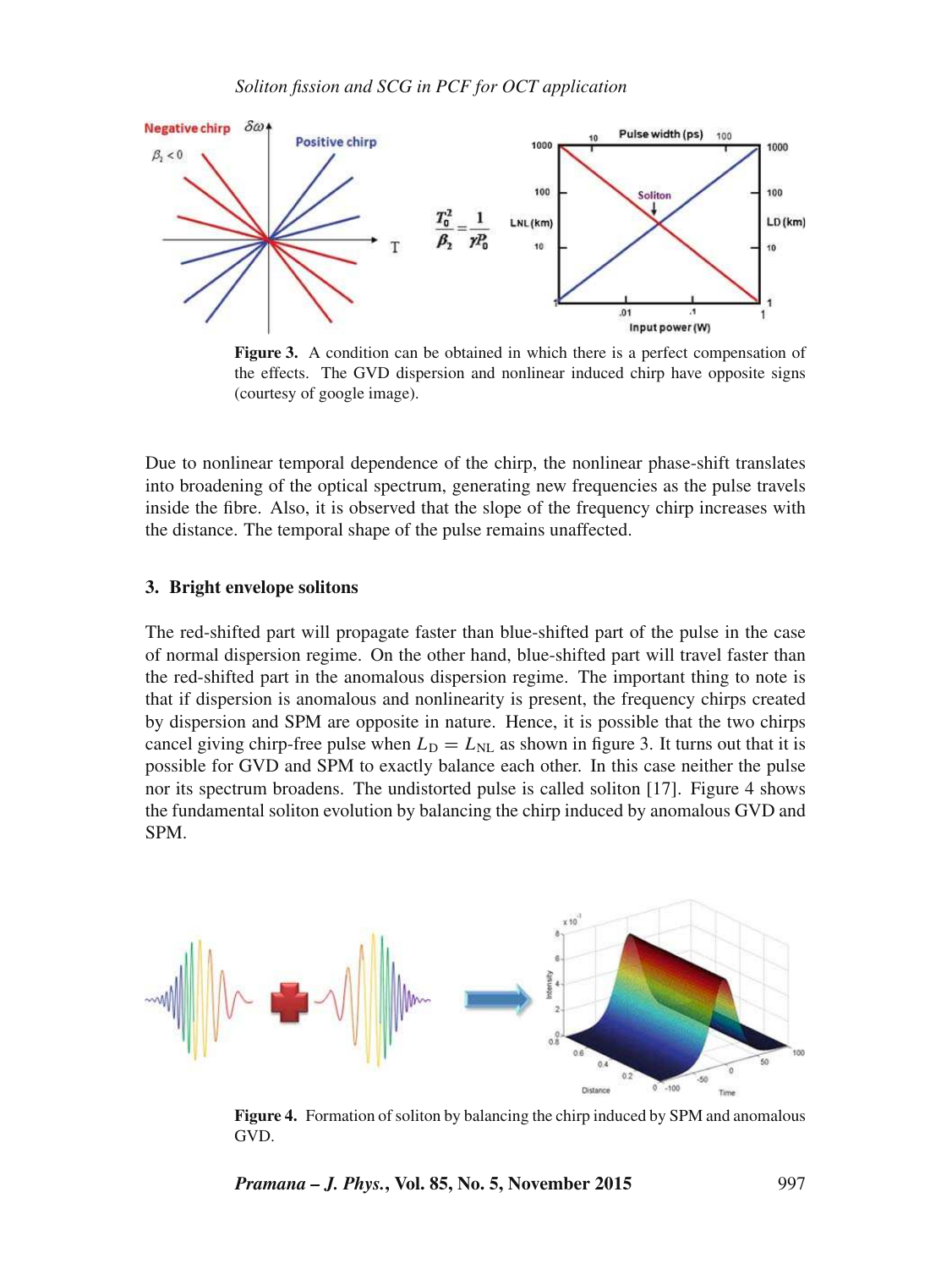Figure 3. A condition can be obtained in which there is a perfect compensation of the effects. The GVD dispersion and nonlinear induced chirp have opposite signs (courtesy of google image).

Due to nonlinear temporal dependence of the chirp, the nonlinear phase-shift translates into broadening of the optical spectrum, generating new frequencies as the pulse travels inside the fibre. Also, it is observed that the slope of the frequency chirp increases with the distance. The temporal shape of the pulse remains unaffected.

## 3. Bright envelope solitons

The red-shifted part will propagate faster than blue-shifted part of the pulse in the case of normal dispersion regime. On the other hand, blue-shifted part will travel faster than the red-shifted part in the anomalous dispersion regime. The important thing to note is that if dispersion is anomalous and nonlinearity is present, the frequency chirps created by dispersion and SPM are opposite in nature. Hence, it is possible that the two chirps cancel giving chirp-free pulse when $L_\mathrm{D} = L_\mathrm{NL}$ as shown in figure 3. It turns out that it is possible for GVD and SPM to exactly balance each other. In this case neither the pulse nor its spectrum broadens. The undistorted pulse is called soliton [17]. Figure 4 shows the fundamental soliton evolution by balancing the chirp induced by anomalous GVD and SPM.

Figure 4. Formation of soliton by balancing the chirp induced by SPM and anomalous GVD.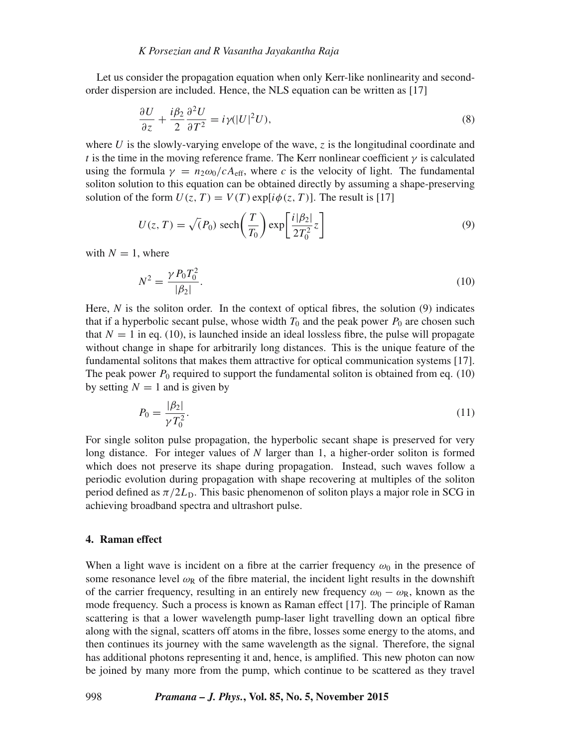Let us consider the propagation equation when only Kerr-like nonlinearity and second-order dispersion are included. Hence, the NLS equation can be written as [17]

$$\frac{\partial U}{\partial z} + \frac{i\beta_2}{2}\frac{\partial^2 U}{\partial T^2} = i\gamma(|U|^2 U), \tag{8}$$

where $U$ is the slowly-varying envelope of the wave, $z$ is the longitudinal coordinate and $t$ is the time in the moving reference frame. The Kerr nonlinear coefficient $\gamma$ is calculated using the formula $\gamma = n_2\omega_0/cA_{\mathrm{eff}}$, where $c$ is the velocity of light. The fundamental soliton solution to this equation can be obtained directly by assuming a shape-preserving solution of the form $U(z, T) = V(T)\exp[i\phi(z, T)]$. The result is [17]

$$U(z, T) = \sqrt{(P_0)}\ \mathrm{sech}\left(\frac{T}{T_0}\right)\exp\left[\frac{i|\beta_2|}{2T_0^2}z\right] \tag{9}$$

with $N = 1$, where

$$N^2 = \frac{\gamma P_0 T_0^2}{|\beta_2|}. \tag{10}$$

Here, $N$ is the soliton order. In the context of optical fibres, the solution (9) indicates that if a hyperbolic secant pulse, whose width $T_0$ and the peak power $P_0$ are chosen such that $N = 1$ in eq. (10), is launched inside an ideal lossless fibre, the pulse will propagate without change in shape for arbitrarily long distances. This is the unique feature of the fundamental solitons that makes them attractive for optical communication systems [17]. The peak power $P_0$ required to support the fundamental soliton is obtained from eq. (10) by setting $N = 1$ and is given by

$$P_0 = \frac{|\beta_2|}{\gamma T_0^2}. \tag{11}$$

For single soliton pulse propagation, the hyperbolic secant shape is preserved for very long distance. For integer values of $N$ larger than 1, a higher-order soliton is formed which does not preserve its shape during propagation. Instead, such waves follow a periodic evolution during propagation with shape recovering at multiples of the soliton period defined as $\pi/2L_{\mathrm{D}}$. This basic phenomenon of soliton plays a major role in SCG in achieving broadband spectra and ultrashort pulse.

## 4. Raman effect

When a light wave is incident on a fibre at the carrier frequency $\omega_0$ in the presence of some resonance level $\omega_{\mathrm{R}}$ of the fibre material, the incident light results in the downshift of the carrier frequency, resulting in an entirely new frequency $\omega_0 - \omega_{\mathrm{R}}$, known as the mode frequency. Such a process is known as Raman effect [17]. The principle of Raman scattering is that a lower wavelength pump-laser light travelling down an optical fibre along with the signal, scatters off atoms in the fibre, losses some energy to the atoms, and then continues its journey with the same wavelength as the signal. Therefore, the signal has additional photons representing it and, hence, is amplified. This new photon can now be joined by many more from the pump, which continue to be scattered as they travel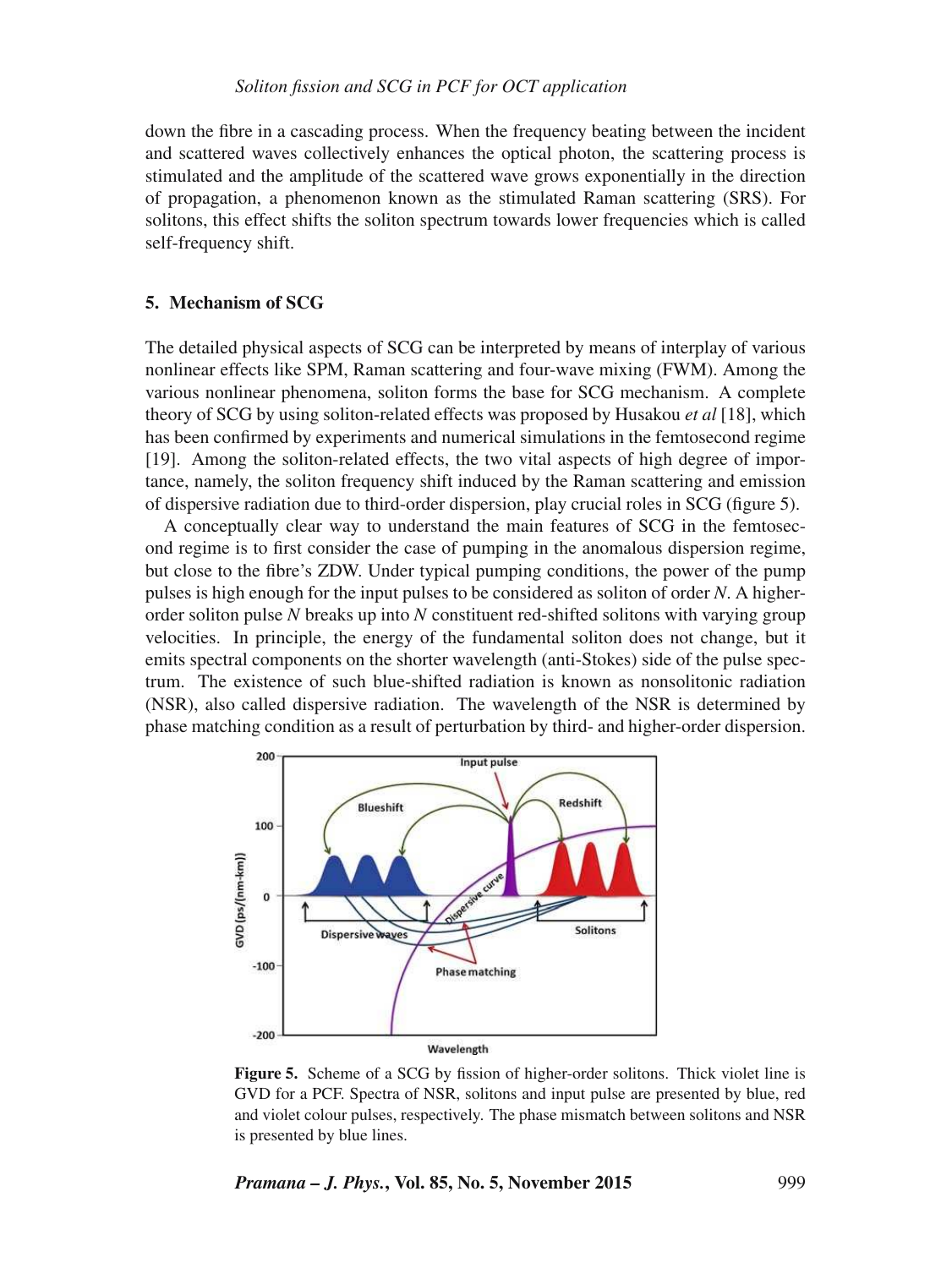down the fibre in a cascading process. When the frequency beating between the incident and scattered waves collectively enhances the optical photon, the scattering process is stimulated and the amplitude of the scattered wave grows exponentially in the direction of propagation, a phenomenon known as the stimulated Raman scattering (SRS). For solitons, this effect shifts the soliton spectrum towards lower frequencies which is called self-frequency shift.

## 5. Mechanism of SCG

The detailed physical aspects of SCG can be interpreted by means of interplay of various nonlinear effects like SPM, Raman scattering and four-wave mixing (FWM). Among the various nonlinear phenomena, soliton forms the base for SCG mechanism. A complete theory of SCG by using soliton-related effects was proposed by Husakou *et al* [18], which has been confirmed by experiments and numerical simulations in the femtosecond regime [19]. Among the soliton-related effects, the two vital aspects of high degree of importance, namely, the soliton frequency shift induced by the Raman scattering and emission of dispersive radiation due to third-order dispersion, play crucial roles in SCG (figure 5).

A conceptually clear way to understand the main features of SCG in the femtosecond regime is to first consider the case of pumping in the anomalous dispersion regime, but close to the fibre's ZDW. Under typical pumping conditions, the power of the pump pulses is high enough for the input pulses to be considered as soliton of order $N$. A higher-order soliton pulse $N$ breaks up into $N$ constituent red-shifted solitons with varying group velocities. In principle, the energy of the fundamental soliton does not change, but it emits spectral components on the shorter wavelength (anti-Stokes) side of the pulse spectrum. The existence of such blue-shifted radiation is known as nonsolitonic radiation (NSR), also called dispersive radiation. The wavelength of the NSR is determined by phase matching condition as a result of perturbation by third- and higher-order dispersion.

**Figure 5.** Scheme of a SCG by fission of higher-order solitons. Thick violet line is GVD for a PCF. Spectra of NSR, solitons and input pulse are presented by blue, red and violet colour pulses, respectively. The phase mismatch between solitons and NSR is presented by blue lines.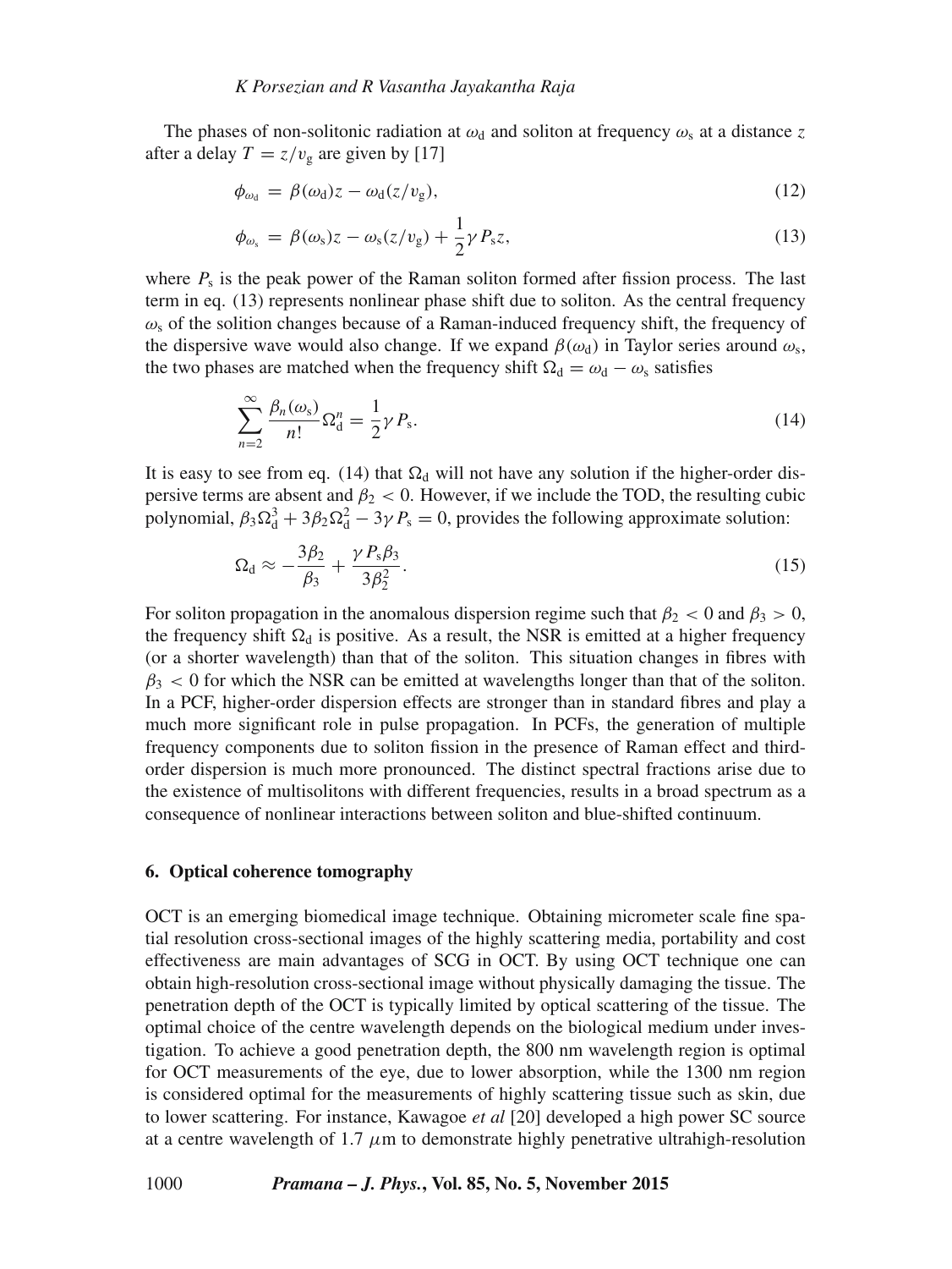The phases of non-solitonic radiation at $\omega_d$ and soliton at frequency $\omega_s$ at a distance $z$ after a delay $T = z/v_g$ are given by [17]

$$\phi_{\omega_d} = \beta(\omega_d)z - \omega_d(z/v_g), \tag{12}$$

$$\phi_{\omega_s} = \beta(\omega_s)z - \omega_s(z/v_g) + \frac{1}{2}\gamma P_s z, \tag{13}$$

where $P_s$ is the peak power of the Raman soliton formed after fission process. The last term in eq. (13) represents nonlinear phase shift due to soliton. As the central frequency $\omega_s$ of the solition changes because of a Raman-induced frequency shift, the frequency of the dispersive wave would also change. If we expand $\beta(\omega_d)$ in Taylor series around $\omega_s$, the two phases are matched when the frequency shift $\Omega_d = \omega_d - \omega_s$ satisfies

$$\sum_{n=2}^{\infty} \frac{\beta_n(\omega_s)}{n!}\Omega_d^n = \frac{1}{2}\gamma P_s. \tag{14}$$

It is easy to see from eq. (14) that $\Omega_d$ will not have any solution if the higher-order dispersive terms are absent and $\beta_2 < 0$. However, if we include the TOD, the resulting cubic polynomial, $\beta_3\Omega_d^3 + 3\beta_2\Omega_d^2 - 3\gamma P_s = 0$, provides the following approximate solution:

$$\Omega_d \approx -\frac{3\beta_2}{\beta_3} + \frac{\gamma P_s \beta_3}{3\beta_2^2}. \tag{15}$$

For soliton propagation in the anomalous dispersion regime such that $\beta_2 < 0$ and $\beta_3 > 0$, the frequency shift $\Omega_d$ is positive. As a result, the NSR is emitted at a higher frequency (or a shorter wavelength) than that of the soliton. This situation changes in fibres with $\beta_3 < 0$ for which the NSR can be emitted at wavelengths longer than that of the soliton. In a PCF, higher-order dispersion effects are stronger than in standard fibres and play a much more significant role in pulse propagation. In PCFs, the generation of multiple frequency components due to soliton fission in the presence of Raman effect and third-order dispersion is much more pronounced. The distinct spectral fractions arise due to the existence of multisolitons with different frequencies, results in a broad spectrum as a consequence of nonlinear interactions between soliton and blue-shifted continuum.

## 6. Optical coherence tomography

OCT is an emerging biomedical image technique. Obtaining micrometer scale fine spatial resolution cross-sectional images of the highly scattering media, portability and cost effectiveness are main advantages of SCG in OCT. By using OCT technique one can obtain high-resolution cross-sectional image without physically damaging the tissue. The penetration depth of the OCT is typically limited by optical scattering of the tissue. The optimal choice of the centre wavelength depends on the biological medium under investigation. To achieve a good penetration depth, the 800 nm wavelength region is optimal for OCT measurements of the eye, due to lower absorption, while the 1300 nm region is considered optimal for the measurements of highly scattering tissue such as skin, due to lower scattering. For instance, Kawagoe *et al* [20] developed a high power SC source at a centre wavelength of 1.7 $\mu$m to demonstrate highly penetrative ultrahigh-resolution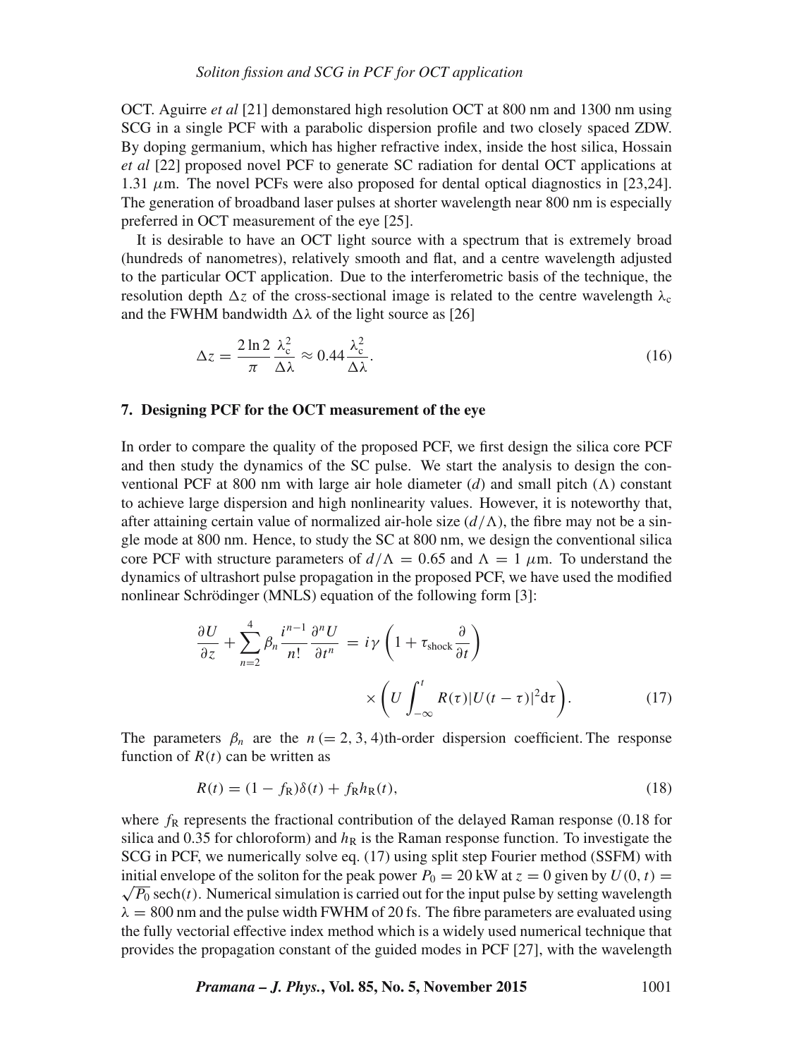OCT. Aguirre *et al* [21] demonstared high resolution OCT at 800 nm and 1300 nm using SCG in a single PCF with a parabolic dispersion profile and two closely spaced ZDW. By doping germanium, which has higher refractive index, inside the host silica, Hossain *et al* [22] proposed novel PCF to generate SC radiation for dental OCT applications at 1.31 $\mu$m. The novel PCFs were also proposed for dental optical diagnostics in [23,24]. The generation of broadband laser pulses at shorter wavelength near 800 nm is especially preferred in OCT measurement of the eye [25].

It is desirable to have an OCT light source with a spectrum that is extremely broad (hundreds of nanometres), relatively smooth and flat, and a centre wavelength adjusted to the particular OCT application. Due to the interferometric basis of the technique, the resolution depth $\Delta z$ of the cross-sectional image is related to the centre wavelength $\lambda_c$ and the FWHM bandwidth $\Delta\lambda$ of the light source as [26]

$$\Delta z = \frac{2\ln 2}{\pi}\frac{\lambda_c^2}{\Delta\lambda} \approx 0.44\frac{\lambda_c^2}{\Delta\lambda}. \tag{16}$$

## 7. Designing PCF for the OCT measurement of the eye

In order to compare the quality of the proposed PCF, we first design the silica core PCF and then study the dynamics of the SC pulse. We start the analysis to design the conventional PCF at 800 nm with large air hole diameter ($d$) and small pitch ($\Lambda$) constant to achieve large dispersion and high nonlinearity values. However, it is noteworthy that, after attaining certain value of normalized air-hole size ($d/\Lambda$), the fibre may not be a single mode at 800 nm. Hence, to study the SC at 800 nm, we design the conventional silica core PCF with structure parameters of $d/\Lambda = 0.65$ and $\Lambda = 1$ $\mu$m. To understand the dynamics of ultrashort pulse propagation in the proposed PCF, we have used the modified nonlinear Schrödinger (MNLS) equation of the following form [3]:

$$\frac{\partial U}{\partial z} + \sum_{n=2}^{4}\beta_n \frac{i^{n-1}}{n!}\frac{\partial^n U}{\partial t^n} = i\gamma\left(1 + \tau_{\text{shock}}\frac{\partial}{\partial t}\right) \times \left(U\int_{-\infty}^{t} R(\tau)|U(t-\tau)|^2 \mathrm{d}\tau\right). \tag{17}$$

The parameters $\beta_n$ are the $n\,(=2,3,4)$th-order dispersion coefficient. The response function of $R(t)$ can be written as

$$R(t) = (1 - f_R)\delta(t) + f_R h_R(t), \tag{18}$$

where $f_R$ represents the fractional contribution of the delayed Raman response (0.18 for silica and 0.35 for chloroform) and $h_R$ is the Raman response function. To investigate the SCG in PCF, we numerically solve eq. (17) using split step Fourier method (SSFM) with initial envelope of the soliton for the peak power $P_0 = 20$ kW at $z = 0$ given by $U(0,t) = \sqrt{P_0}\,\mathrm{sech}(t)$. Numerical simulation is carried out for the input pulse by setting wavelength $\lambda = 800$ nm and the pulse width FWHM of 20 fs. The fibre parameters are evaluated using the fully vectorial effective index method which is a widely used numerical technique that provides the propagation constant of the guided modes in PCF [27], with the wavelength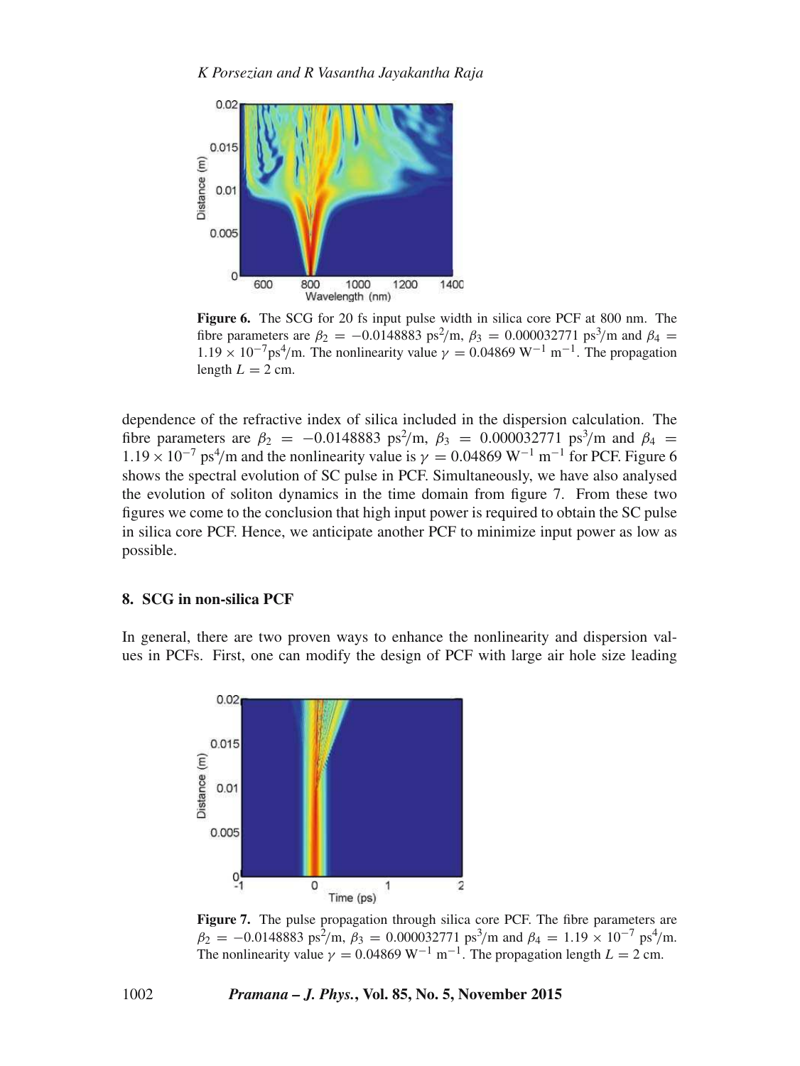**Figure 6.** The SCG for 20 fs input pulse width in silica core PCF at 800 nm. The fibre parameters are $\beta_2 = -0.0148883$ ps$^2$/m, $\beta_3 = 0.000032771$ ps$^3$/m and $\beta_4 = 1.19 \times 10^{-7}$ps$^4$/m. The nonlinearity value $\gamma = 0.04869$ W$^{-1}$ m$^{-1}$. The propagation length $L = 2$ cm.

dependence of the refractive index of silica included in the dispersion calculation. The fibre parameters are $\beta_2 = -0.0148883$ ps$^2$/m, $\beta_3 = 0.000032771$ ps$^3$/m and $\beta_4 = 1.19 \times 10^{-7}$ ps$^4$/m and the nonlinearity value is $\gamma = 0.04869$ W$^{-1}$ m$^{-1}$ for PCF. Figure 6 shows the spectral evolution of SC pulse in PCF. Simultaneously, we have also analysed the evolution of soliton dynamics in the time domain from figure 7. From these two figures we come to the conclusion that high input power is required to obtain the SC pulse in silica core PCF. Hence, we anticipate another PCF to minimize input power as low as possible.

## 8. SCG in non-silica PCF

In general, there are two proven ways to enhance the nonlinearity and dispersion values in PCFs. First, one can modify the design of PCF with large air hole size leading

**Figure 7.** The pulse propagation through silica core PCF. The fibre parameters are $\beta_2 = -0.0148883$ ps$^2$/m, $\beta_3 = 0.000032771$ ps$^3$/m and $\beta_4 = 1.19 \times 10^{-7}$ ps$^4$/m. The nonlinearity value $\gamma = 0.04869$ W$^{-1}$ m$^{-1}$. The propagation length $L = 2$ cm.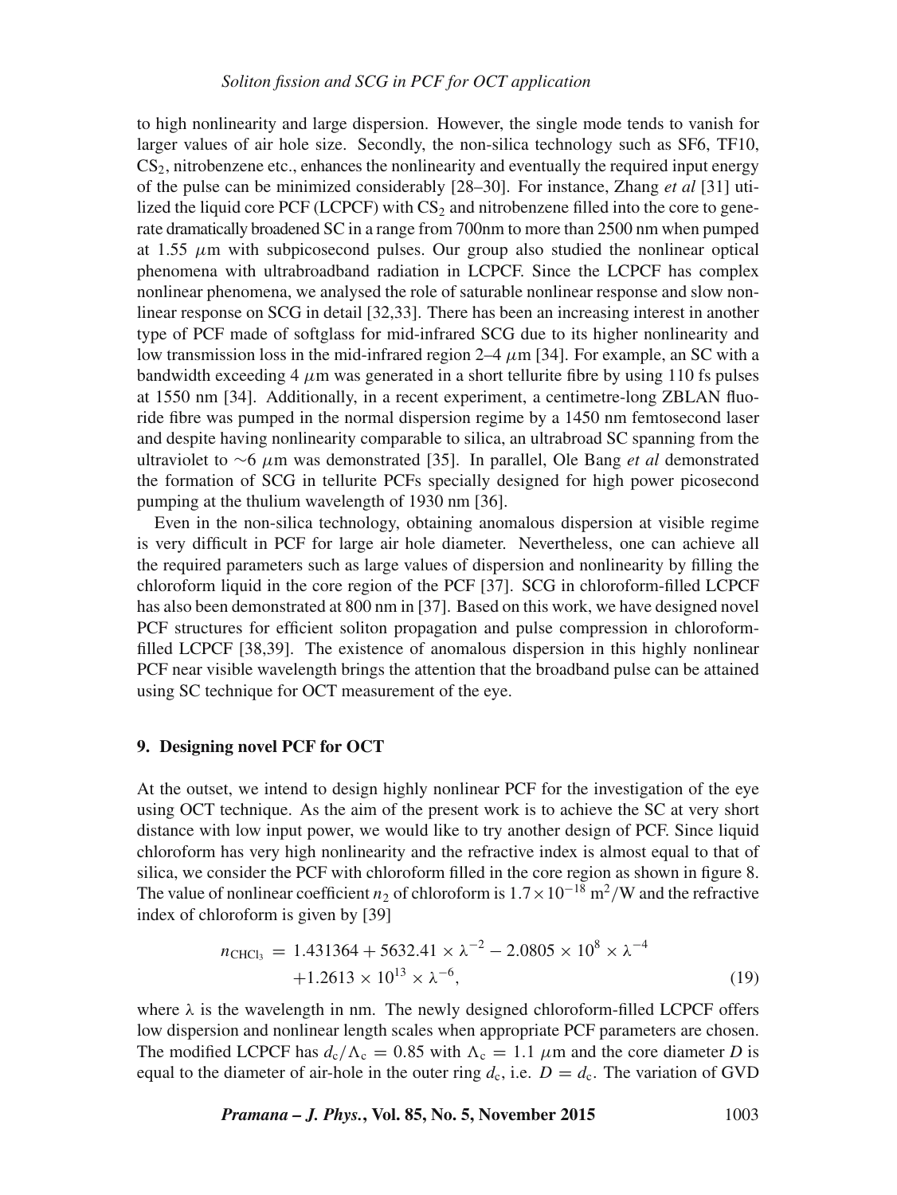to high nonlinearity and large dispersion. However, the single mode tends to vanish for larger values of air hole size. Secondly, the non-silica technology such as SF6, TF10, $CS_2$, nitrobenzene etc., enhances the nonlinearity and eventually the required input energy of the pulse can be minimized considerably [28–30]. For instance, Zhang *et al* [31] utilized the liquid core PCF (LCPCF) with $CS_2$ and nitrobenzene filled into the core to generate dramatically broadened SC in a range from 700nm to more than 2500 nm when pumped at 1.55 $\mu$m with subpicosecond pulses. Our group also studied the nonlinear optical phenomena with ultrabroadband radiation in LCPCF. Since the LCPCF has complex nonlinear phenomena, we analysed the role of saturable nonlinear response and slow nonlinear response on SCG in detail [32,33]. There has been an increasing interest in another type of PCF made of softglass for mid-infrared SCG due to its higher nonlinearity and low transmission loss in the mid-infrared region 2–4 $\mu$m [34]. For example, an SC with a bandwidth exceeding 4 $\mu$m was generated in a short tellurite fibre by using 110 fs pulses at 1550 nm [34]. Additionally, in a recent experiment, a centimetre-long ZBLAN fluoride fibre was pumped in the normal dispersion regime by a 1450 nm femtosecond laser and despite having nonlinearity comparable to silica, an ultrabroad SC spanning from the ultraviolet to $\sim$6 $\mu$m was demonstrated [35]. In parallel, Ole Bang *et al* demonstrated the formation of SCG in tellurite PCFs specially designed for high power picosecond pumping at the thulium wavelength of 1930 nm [36].

Even in the non-silica technology, obtaining anomalous dispersion at visible regime is very difficult in PCF for large air hole diameter. Nevertheless, one can achieve all the required parameters such as large values of dispersion and nonlinearity by filling the chloroform liquid in the core region of the PCF [37]. SCG in chloroform-filled LCPCF has also been demonstrated at 800 nm in [37]. Based on this work, we have designed novel PCF structures for efficient soliton propagation and pulse compression in chloroform-filled LCPCF [38,39]. The existence of anomalous dispersion in this highly nonlinear PCF near visible wavelength brings the attention that the broadband pulse can be attained using SC technique for OCT measurement of the eye.

## 9. Designing novel PCF for OCT

At the outset, we intend to design highly nonlinear PCF for the investigation of the eye using OCT technique. As the aim of the present work is to achieve the SC at very short distance with low input power, we would like to try another design of PCF. Since liquid chloroform has very high nonlinearity and the refractive index is almost equal to that of silica, we consider the PCF with chloroform filled in the core region as shown in figure 8. The value of nonlinear coefficient $n_2$ of chloroform is $1.7 \times 10^{-18}$ m$^2$/W and the refractive index of chloroform is given by [39]

$$n_{\mathrm{CHCl_3}} = 1.431364 + 5632.41 \times \lambda^{-2} - 2.0805 \times 10^{8} \times \lambda^{-4} + 1.2613 \times 10^{13} \times \lambda^{-6}, \tag{19}$$

where $\lambda$ is the wavelength in nm. The newly designed chloroform-filled LCPCF offers low dispersion and nonlinear length scales when appropriate PCF parameters are chosen. The modified LCPCF has $d_c/\Lambda_c = 0.85$ with $\Lambda_c = 1.1$ $\mu$m and the core diameter $D$ is equal to the diameter of air-hole in the outer ring $d_c$, i.e. $D = d_c$. The variation of GVD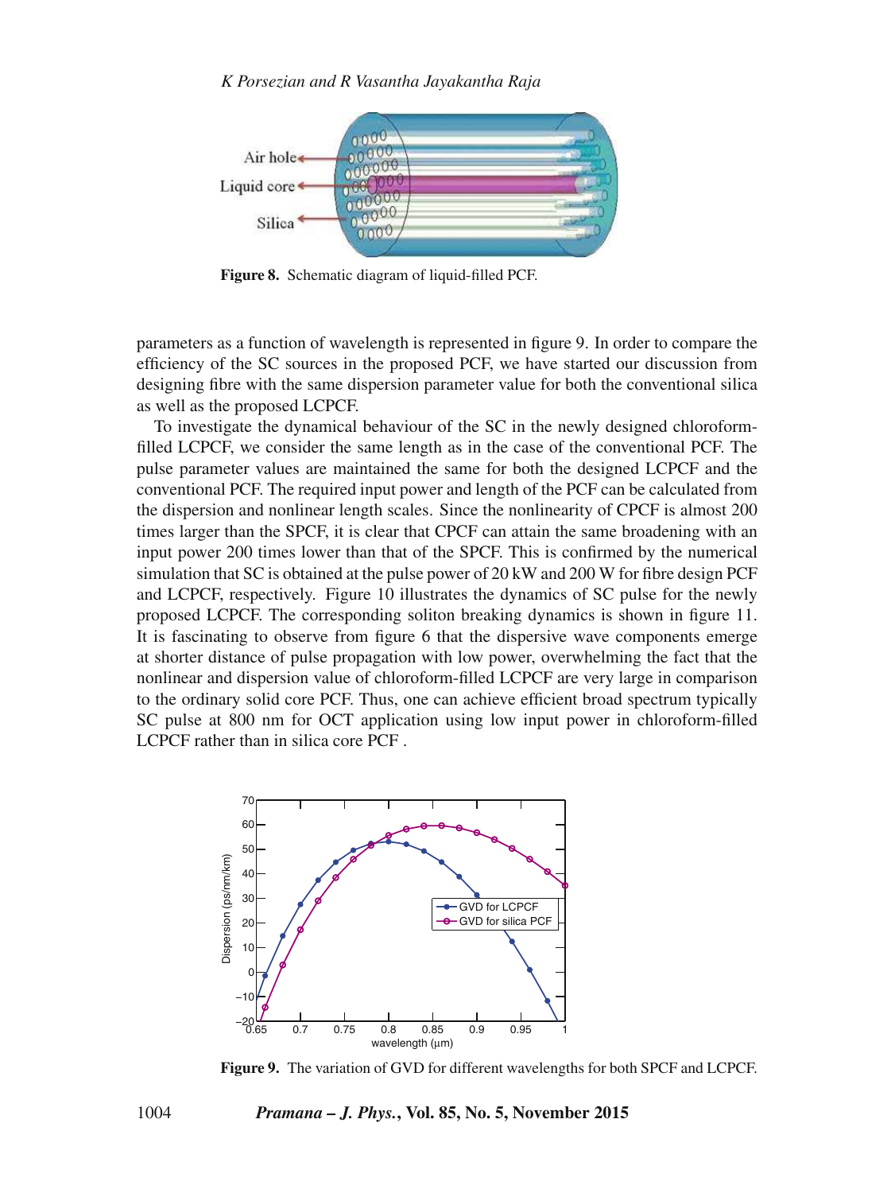Figure 8. Schematic diagram of liquid-filled PCF.

parameters as a function of wavelength is represented in figure 9. In order to compare the efficiency of the SC sources in the proposed PCF, we have started our discussion from designing fibre with the same dispersion parameter value for both the conventional silica as well as the proposed LCPCF.

To investigate the dynamical behaviour of the SC in the newly designed chloroform-filled LCPCF, we consider the same length as in the case of the conventional PCF. The pulse parameter values are maintained the same for both the designed LCPCF and the conventional PCF. The required input power and length of the PCF can be calculated from the dispersion and nonlinear length scales. Since the nonlinearity of CPCF is almost 200 times larger than the SPCF, it is clear that CPCF can attain the same broadening with an input power 200 times lower than that of the SPCF. This is confirmed by the numerical simulation that SC is obtained at the pulse power of 20 kW and 200 W for fibre design PCF and LCPCF, respectively. Figure 10 illustrates the dynamics of SC pulse for the newly proposed LCPCF. The corresponding soliton breaking dynamics is shown in figure 11. It is fascinating to observe from figure 6 that the dispersive wave components emerge at shorter distance of pulse propagation with low power, overwhelming the fact that the nonlinear and dispersion value of chloroform-filled LCPCF are very large in comparison to the ordinary solid core PCF. Thus, one can achieve efficient broad spectrum typically SC pulse at 800 nm for OCT application using low input power in chloroform-filled LCPCF rather than in silica core PCF .

Figure 9. The variation of GVD for different wavelengths for both SPCF and LCPCF.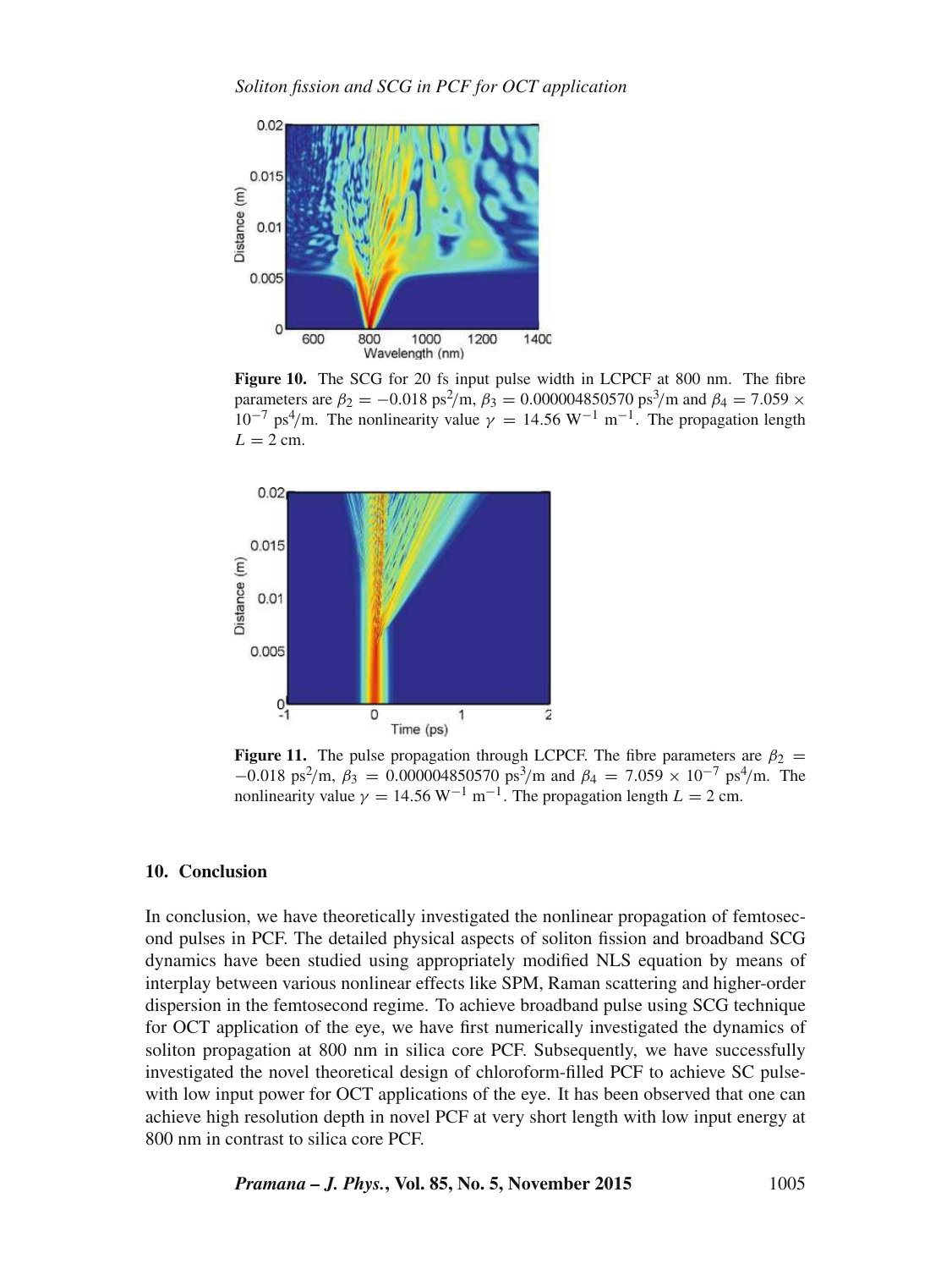**Figure 10.** The SCG for 20 fs input pulse width in LCPCF at 800 nm. The fibre parameters are $\beta_2 = -0.018$ ps$^2$/m, $\beta_3 = 0.000004850570$ ps$^3$/m and $\beta_4 = 7.059 \times 10^{-7}$ ps$^4$/m. The nonlinearity value $\gamma = 14.56$ W$^{-1}$ m$^{-1}$. The propagation length $L = 2$ cm.

**Figure 11.** The pulse propagation through LCPCF. The fibre parameters are $\beta_2 = -0.018$ ps$^2$/m, $\beta_3 = 0.000004850570$ ps$^3$/m and $\beta_4 = 7.059 \times 10^{-7}$ ps$^4$/m. The nonlinearity value $\gamma = 14.56$ W$^{-1}$ m$^{-1}$. The propagation length $L = 2$ cm.

## 10. Conclusion

In conclusion, we have theoretically investigated the nonlinear propagation of femtosecond pulses in PCF. The detailed physical aspects of soliton fission and broadband SCG dynamics have been studied using appropriately modified NLS equation by means of interplay between various nonlinear effects like SPM, Raman scattering and higher-order dispersion in the femtosecond regime. To achieve broadband pulse using SCG technique for OCT application of the eye, we have first numerically investigated the dynamics of soliton propagation at 800 nm in silica core PCF. Subsequently, we have successfully investigated the novel theoretical design of chloroform-filled PCF to achieve SC pulse-with low input power for OCT applications of the eye. It has been observed that one can achieve high resolution depth in novel PCF at very short length with low input energy at 800 nm in contrast to silica core PCF.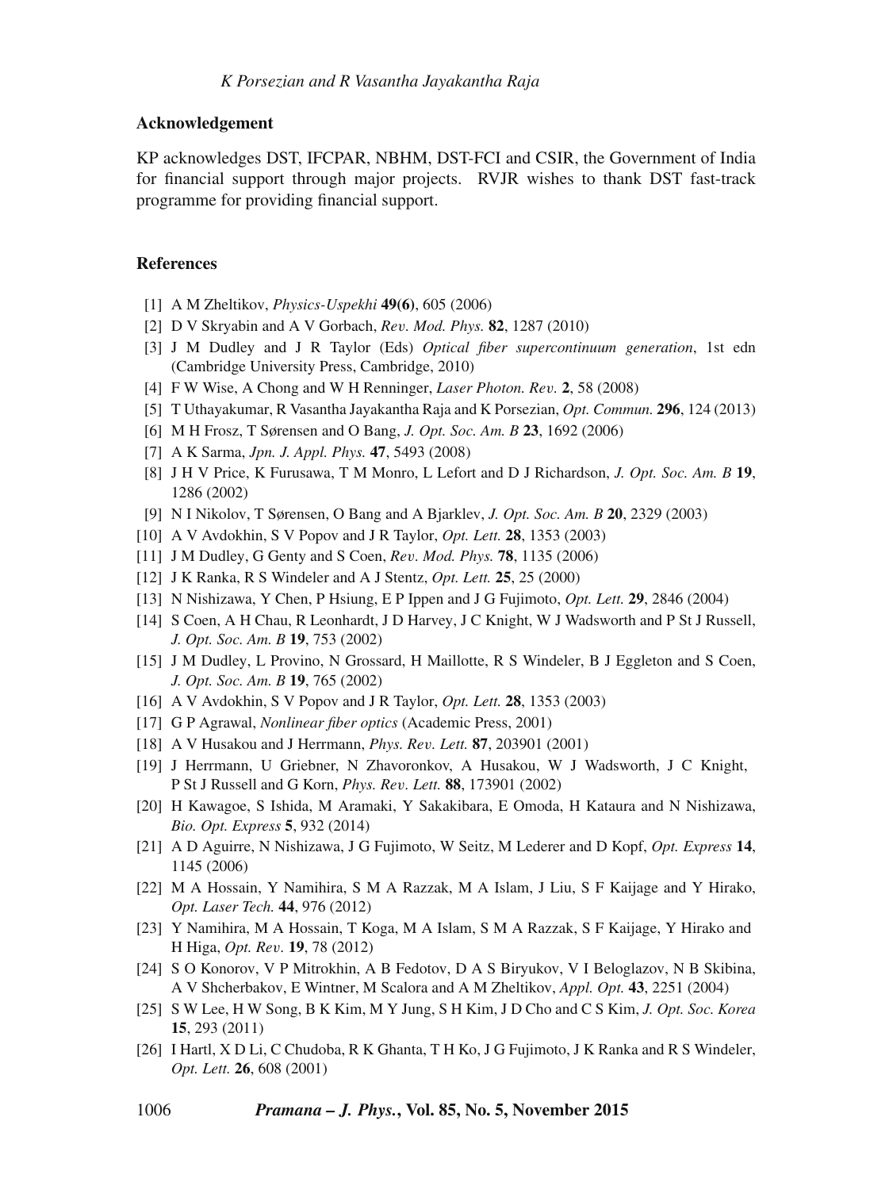## Acknowledgement

KP acknowledges DST, IFCPAR, NBHM, DST-FCI and CSIR, the Government of India for financial support through major projects. RVJR wishes to thank DST fast-track programme for providing financial support.

## References

[1] A M Zheltikov, *Physics-Uspekhi* **49(6)**, 605 (2006)

[2] D V Skryabin and A V Gorbach, *Rev. Mod. Phys.* **82**, 1287 (2010)

[3] J M Dudley and J R Taylor (Eds) *Optical fiber supercontinuum generation*, 1st edn (Cambridge University Press, Cambridge, 2010)

[4] F W Wise, A Chong and W H Renninger, *Laser Photon. Rev.* **2**, 58 (2008)

[5] T Uthayakumar, R Vasantha Jayakantha Raja and K Porsezian, *Opt. Commun.* **296**, 124 (2013)

[6] M H Frosz, T Sørensen and O Bang, *J. Opt. Soc. Am. B* **23**, 1692 (2006)

[7] A K Sarma, *Jpn. J. Appl. Phys.* **47**, 5493 (2008)

[8] J H V Price, K Furusawa, T M Monro, L Lefort and D J Richardson, *J. Opt. Soc. Am. B* **19**, 1286 (2002)

[9] N I Nikolov, T Sørensen, O Bang and A Bjarklev, *J. Opt. Soc. Am. B* **20**, 2329 (2003)

[10] A V Avdokhin, S V Popov and J R Taylor, *Opt. Lett.* **28**, 1353 (2003)

[11] J M Dudley, G Genty and S Coen, *Rev. Mod. Phys.* **78**, 1135 (2006)

[12] J K Ranka, R S Windeler and A J Stentz, *Opt. Lett.* **25**, 25 (2000)

[13] N Nishizawa, Y Chen, P Hsiung, E P Ippen and J G Fujimoto, *Opt. Lett.* **29**, 2846 (2004)

[14] S Coen, A H Chau, R Leonhardt, J D Harvey, J C Knight, W J Wadsworth and P St J Russell, *J. Opt. Soc. Am. B* **19**, 753 (2002)

[15] J M Dudley, L Provino, N Grossard, H Maillotte, R S Windeler, B J Eggleton and S Coen, *J. Opt. Soc. Am. B* **19**, 765 (2002)

[16] A V Avdokhin, S V Popov and J R Taylor, *Opt. Lett.* **28**, 1353 (2003)

[17] G P Agrawal, *Nonlinear fiber optics* (Academic Press, 2001)

[18] A V Husakou and J Herrmann, *Phys. Rev. Lett.* **87**, 203901 (2001)

[19] J Herrmann, U Griebner, N Zhavoronkov, A Husakou, W J Wadsworth, J C Knight, P St J Russell and G Korn, *Phys. Rev. Lett.* **88**, 173901 (2002)

[20] H Kawagoe, S Ishida, M Aramaki, Y Sakakibara, E Omoda, H Kataura and N Nishizawa, *Bio. Opt. Express* **5**, 932 (2014)

[21] A D Aguirre, N Nishizawa, J G Fujimoto, W Seitz, M Lederer and D Kopf, *Opt. Express* **14**, 1145 (2006)

[22] M A Hossain, Y Namihira, S M A Razzak, M A Islam, J Liu, S F Kaijage and Y Hirako, *Opt. Laser Tech.* **44**, 976 (2012)

[23] Y Namihira, M A Hossain, T Koga, M A Islam, S M A Razzak, S F Kaijage, Y Hirako and H Higa, *Opt. Rev.* **19**, 78 (2012)

[24] S O Konorov, V P Mitrokhin, A B Fedotov, D A S Biryukov, V I Beloglazov, N B Skibina, A V Shcherbakov, E Wintner, M Scalora and A M Zheltikov, *Appl. Opt.* **43**, 2251 (2004)

[25] S W Lee, H W Song, B K Kim, M Y Jung, S H Kim, J D Cho and C S Kim, *J. Opt. Soc. Korea* **15**, 293 (2011)

[26] I Hartl, X D Li, C Chudoba, R K Ghanta, T H Ko, J G Fujimoto, J K Ranka and R S Windeler, *Opt. Lett.* **26**, 608 (2001)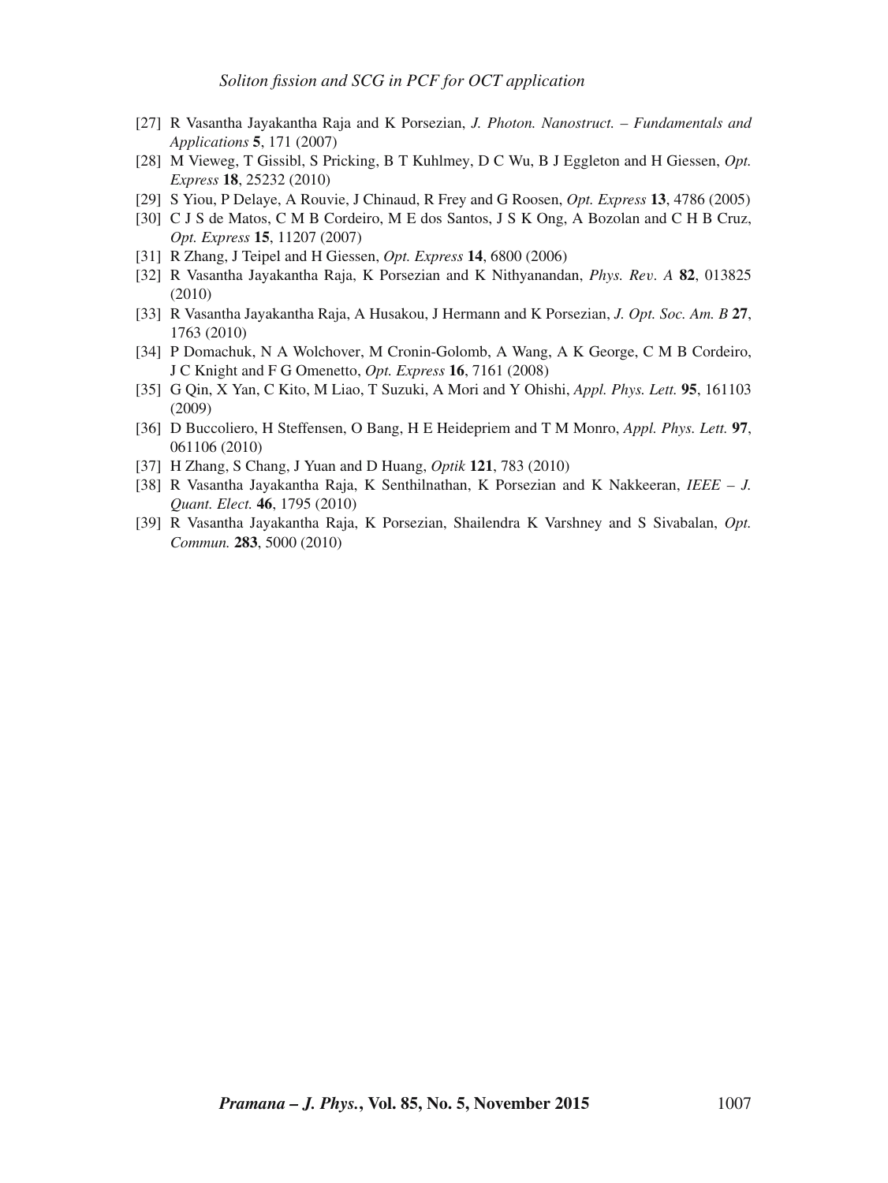[27] R Vasantha Jayakantha Raja and K Porsezian, *J. Photon. Nanostruct. – Fundamentals and Applications* **5**, 171 (2007)

[28] M Vieweg, T Gissibl, S Pricking, B T Kuhlmey, D C Wu, B J Eggleton and H Giessen, *Opt. Express* **18**, 25232 (2010)

[29] S Yiou, P Delaye, A Rouvie, J Chinaud, R Frey and G Roosen, *Opt. Express* **13**, 4786 (2005)

[30] C J S de Matos, C M B Cordeiro, M E dos Santos, J S K Ong, A Bozolan and C H B Cruz, *Opt. Express* **15**, 11207 (2007)

[31] R Zhang, J Teipel and H Giessen, *Opt. Express* **14**, 6800 (2006)

[32] R Vasantha Jayakantha Raja, K Porsezian and K Nithyanandan, *Phys. Rev. A* **82**, 013825 (2010)

[33] R Vasantha Jayakantha Raja, A Husakou, J Hermann and K Porsezian, *J. Opt. Soc. Am. B* **27**, 1763 (2010)

[34] P Domachuk, N A Wolchover, M Cronin-Golomb, A Wang, A K George, C M B Cordeiro, J C Knight and F G Omenetto, *Opt. Express* **16**, 7161 (2008)

[35] G Qin, X Yan, C Kito, M Liao, T Suzuki, A Mori and Y Ohishi, *Appl. Phys. Lett.* **95**, 161103 (2009)

[36] D Buccoliero, H Steffensen, O Bang, H E Heidepriem and T M Monro, *Appl. Phys. Lett.* **97**, 061106 (2010)

[37] H Zhang, S Chang, J Yuan and D Huang, *Optik* **121**, 783 (2010)

[38] R Vasantha Jayakantha Raja, K Senthilnathan, K Porsezian and K Nakkeeran, *IEEE – J. Quant. Elect.* **46**, 1795 (2010)

[39] R Vasantha Jayakantha Raja, K Porsezian, Shailendra K Varshney and S Sivabalan, *Opt. Commun.* **283**, 5000 (2010)